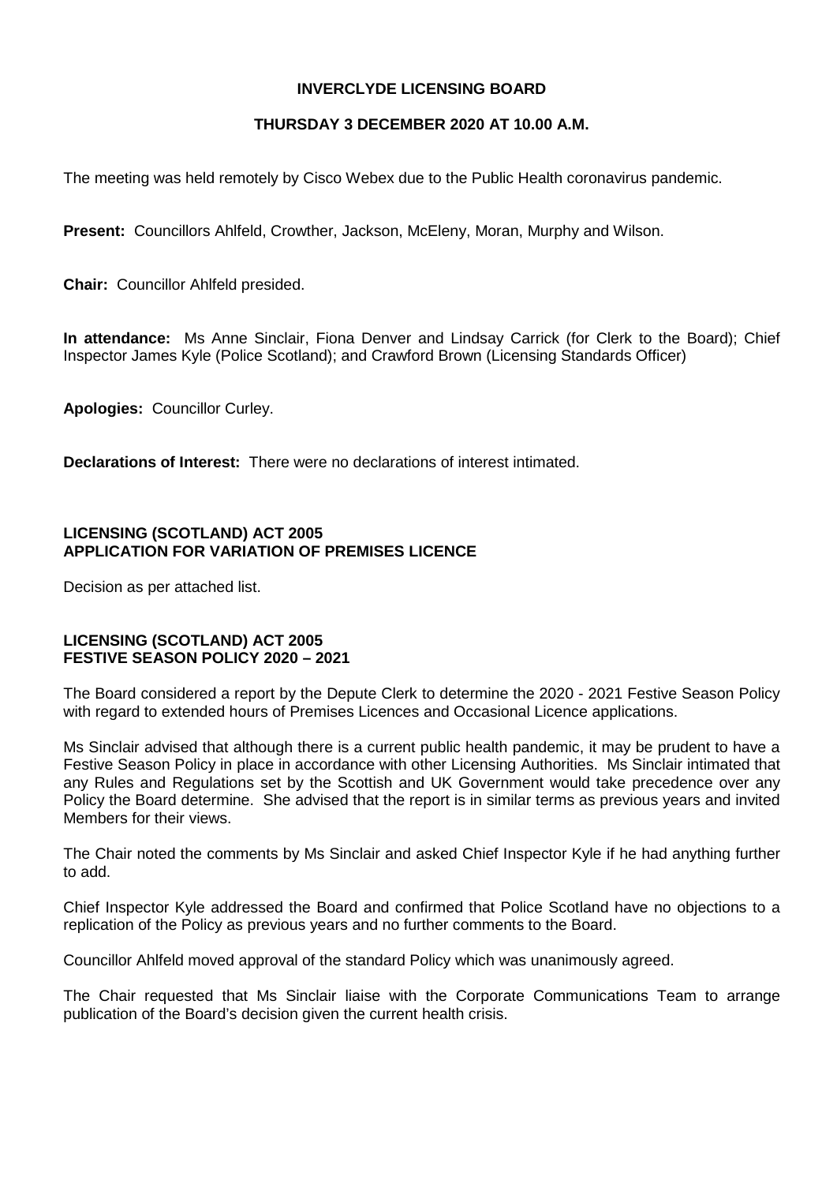# INVERCLYDE LICENSING BOARD

## THURSDAY 3 DECEMBER 2020 AT 10.00 A.M.

The meeting was held remotely by Cisco Webex due to the Public Health coronavirus pandemic.

**Present:** Councillors Ahlfeld, Crowther, Jackson, McEleny, Moran, Murphy and Wilson.

**Chair:** Councillor Ahlfeld presided.

**In attendance:** Ms Anne Sinclair, Fiona Denver and Lindsay Carrick (for Clerk to the Board); Chief Inspector James Kyle (Police Scotland); and Crawford Brown (Licensing Standards Officer)

**Apologies:** Councillor Curley.

**Declarations of Interest:** There were no declarations of interest intimated.

### LICENSING (SCOTLAND) ACT 2005
### APPLICATION FOR VARIATION OF PREMISES LICENCE

Decision as per attached list.

### LICENSING (SCOTLAND) ACT 2005
### FESTIVE SEASON POLICY 2020 – 2021

The Board considered a report by the Depute Clerk to determine the 2020 - 2021 Festive Season Policy with regard to extended hours of Premises Licences and Occasional Licence applications.

Ms Sinclair advised that although there is a current public health pandemic, it may be prudent to have a Festive Season Policy in place in accordance with other Licensing Authorities. Ms Sinclair intimated that any Rules and Regulations set by the Scottish and UK Government would take precedence over any Policy the Board determine. She advised that the report is in similar terms as previous years and invited Members for their views.

The Chair noted the comments by Ms Sinclair and asked Chief Inspector Kyle if he had anything further to add.

Chief Inspector Kyle addressed the Board and confirmed that Police Scotland have no objections to a replication of the Policy as previous years and no further comments to the Board.

Councillor Ahlfeld moved approval of the standard Policy which was unanimously agreed.

The Chair requested that Ms Sinclair liaise with the Corporate Communications Team to arrange publication of the Board's decision given the current health crisis.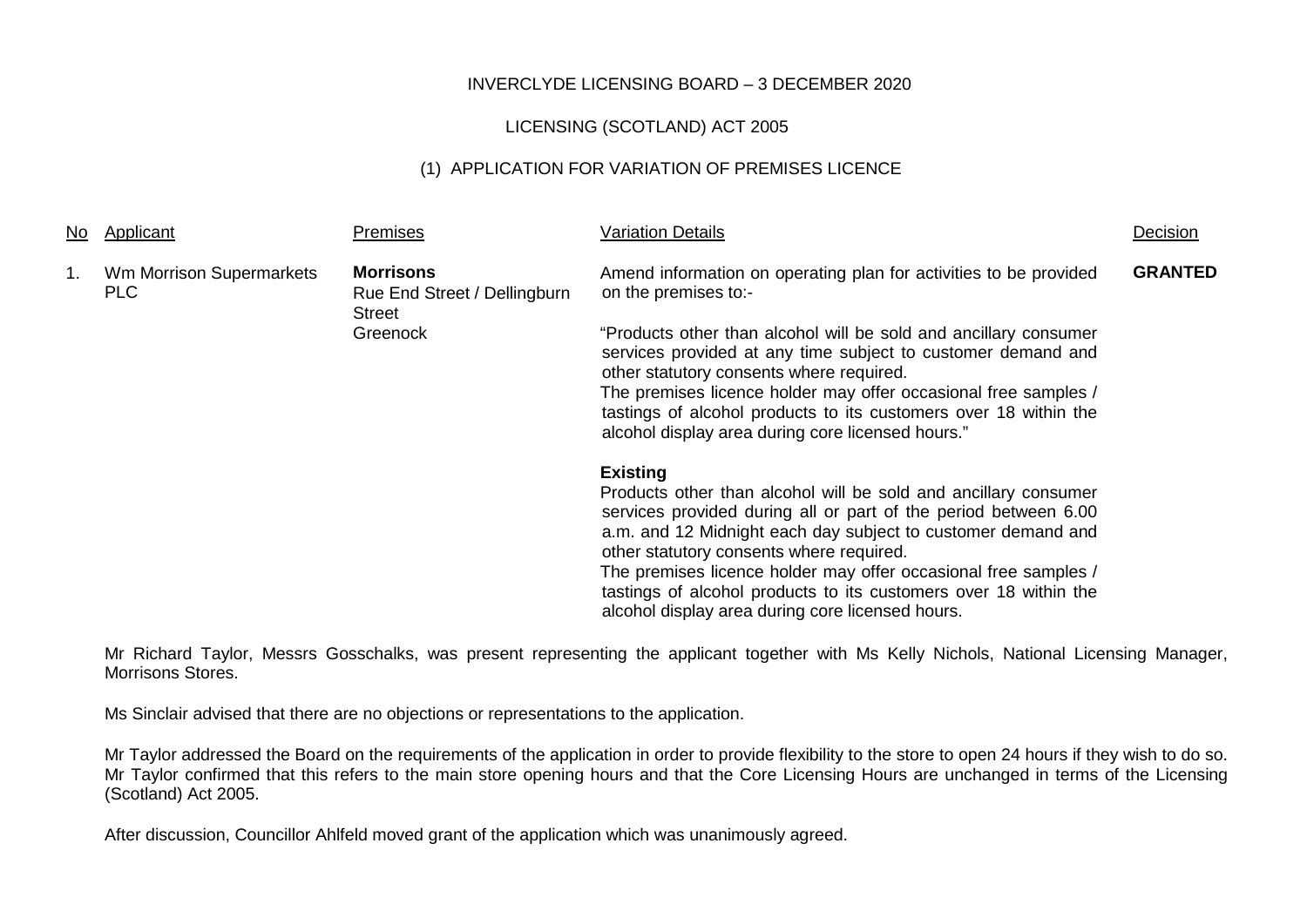INVERCLYDE LICENSING BOARD – 3 DECEMBER 2020

LICENSING (SCOTLAND) ACT 2005

(1) APPLICATION FOR VARIATION OF PREMISES LICENCE

| No | Applicant | Premises | Variation Details | Decision |
|---|---|---|---|---|
| 1. | Wm Morrison Supermarkets PLC | **Morrisons**<br>Rue End Street / Dellingburn Street<br>Greenock | Amend information on operating plan for activities to be provided on the premises to:-<br><br>"Products other than alcohol will be sold and ancillary consumer services provided at any time subject to customer demand and other statutory consents where required.<br>The premises licence holder may offer occasional free samples / tastings of alcohol products to its customers over 18 within the alcohol display area during core licensed hours."<br><br>**Existing**<br>Products other than alcohol will be sold and ancillary consumer services provided during all or part of the period between 6.00 a.m. and 12 Midnight each day subject to customer demand and other statutory consents where required.<br>The premises licence holder may offer occasional free samples / tastings of alcohol products to its customers over 18 within the alcohol display area during core licensed hours. | **GRANTED** |

Mr Richard Taylor, Messrs Gosschalks, was present representing the applicant together with Ms Kelly Nichols, National Licensing Manager, Morrisons Stores.

Ms Sinclair advised that there are no objections or representations to the application.

Mr Taylor addressed the Board on the requirements of the application in order to provide flexibility to the store to open 24 hours if they wish to do so. Mr Taylor confirmed that this refers to the main store opening hours and that the Core Licensing Hours are unchanged in terms of the Licensing (Scotland) Act 2005.

After discussion, Councillor Ahlfeld moved grant of the application which was unanimously agreed.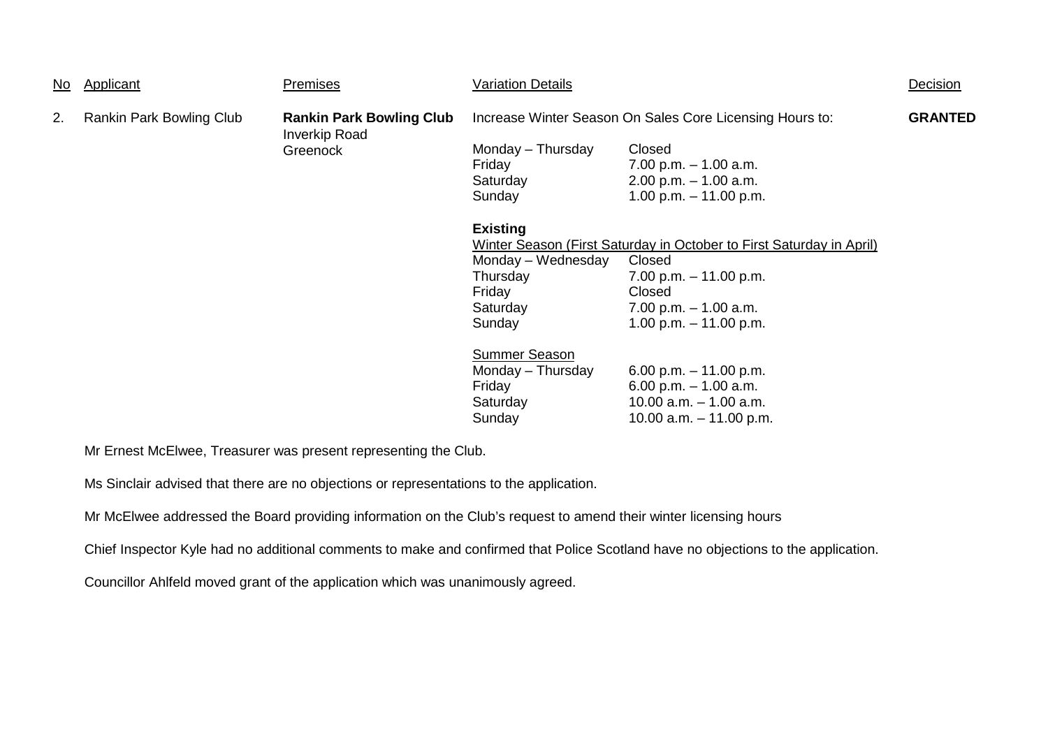| No | Applicant | Premises | Variation Details | | Decision |
|---|---|---|---|---|---|
| 2. | Rankin Park Bowling Club | **Rankin Park Bowling Club** Inverkip Road Greenock | Increase Winter Season On Sales Core Licensing Hours to: | | **GRANTED** |
| | | | Monday – Thursday | Closed | |
| | | | Friday | 7.00 p.m. – 1.00 a.m. | |
| | | | Saturday | 2.00 p.m. – 1.00 a.m. | |
| | | | Sunday | 1.00 p.m. – 11.00 p.m. | |
| | | | **Existing** | | |
| | | | Winter Season (First Saturday in October to First Saturday in April) | | |
| | | | Monday – Wednesday | Closed | |
| | | | Thursday | 7.00 p.m. – 11.00 p.m. | |
| | | | Friday | Closed | |
| | | | Saturday | 7.00 p.m. – 1.00 a.m. | |
| | | | Sunday | 1.00 p.m. – 11.00 p.m. | |
| | | | Summer Season | | |
| | | | Monday – Thursday | 6.00 p.m. – 11.00 p.m. | |
| | | | Friday | 6.00 p.m. – 1.00 a.m. | |
| | | | Saturday | 10.00 a.m. – 1.00 a.m. | |
| | | | Sunday | 10.00 a.m. – 11.00 p.m. | |

Mr Ernest McElwee, Treasurer was present representing the Club.

Ms Sinclair advised that there are no objections or representations to the application.

Mr McElwee addressed the Board providing information on the Club's request to amend their winter licensing hours

Chief Inspector Kyle had no additional comments to make and confirmed that Police Scotland have no objections to the application.

Councillor Ahlfeld moved grant of the application which was unanimously agreed.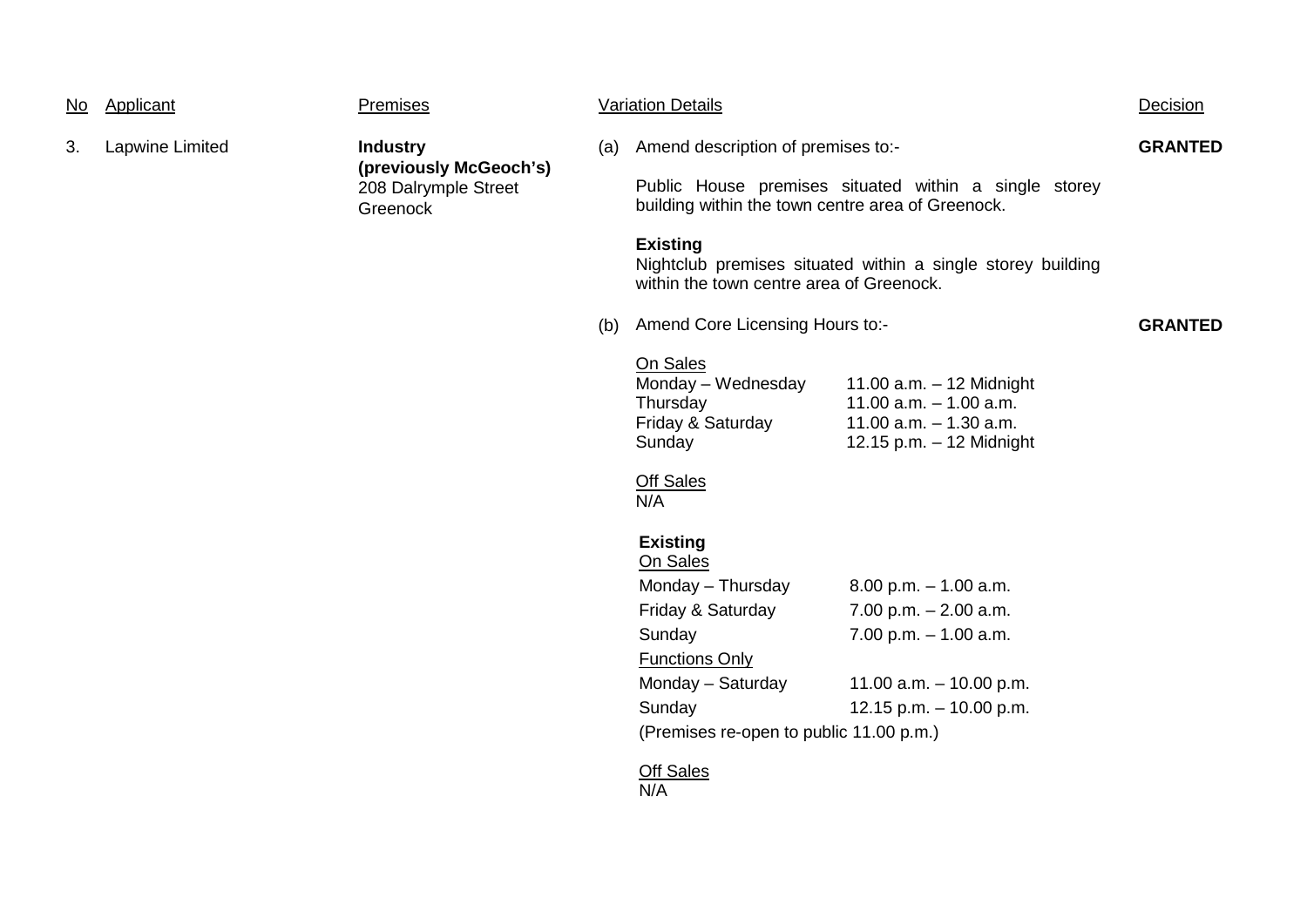| No | Applicant | Premises | Variation Details | Decision |
|---|---|---|---|---|
| 3. | Lapwine Limited | **Industry (previously McGeoch's)** 208 Dalrymple Street Greenock | (a) Amend description of premises to:- <br><br> Public House premises situated within a single storey building within the town centre area of Greenock. <br><br> **Existing** <br> Nightclub premises situated within a single storey building within the town centre area of Greenock. | **GRANTED** |
| | | | (b) Amend Core Licensing Hours to:- <br><br> On Sales <br> Monday – Wednesday 11.00 a.m. – 12 Midnight <br> Thursday 11.00 a.m. – 1.00 a.m. <br> Friday & Saturday 11.00 a.m. – 1.30 a.m. <br> Sunday 12.15 p.m. – 12 Midnight <br><br> Off Sales <br> N/A <br><br> **Existing** <br> On Sales <br> Monday – Thursday 8.00 p.m. – 1.00 a.m. <br> Friday & Saturday 7.00 p.m. – 2.00 a.m. <br> Sunday 7.00 p.m. – 1.00 a.m. <br> Functions Only <br> Monday – Saturday 11.00 a.m. – 10.00 p.m. <br> Sunday 12.15 p.m. – 10.00 p.m. <br> (Premises re-open to public 11.00 p.m.) <br><br> Off Sales <br> N/A | **GRANTED** |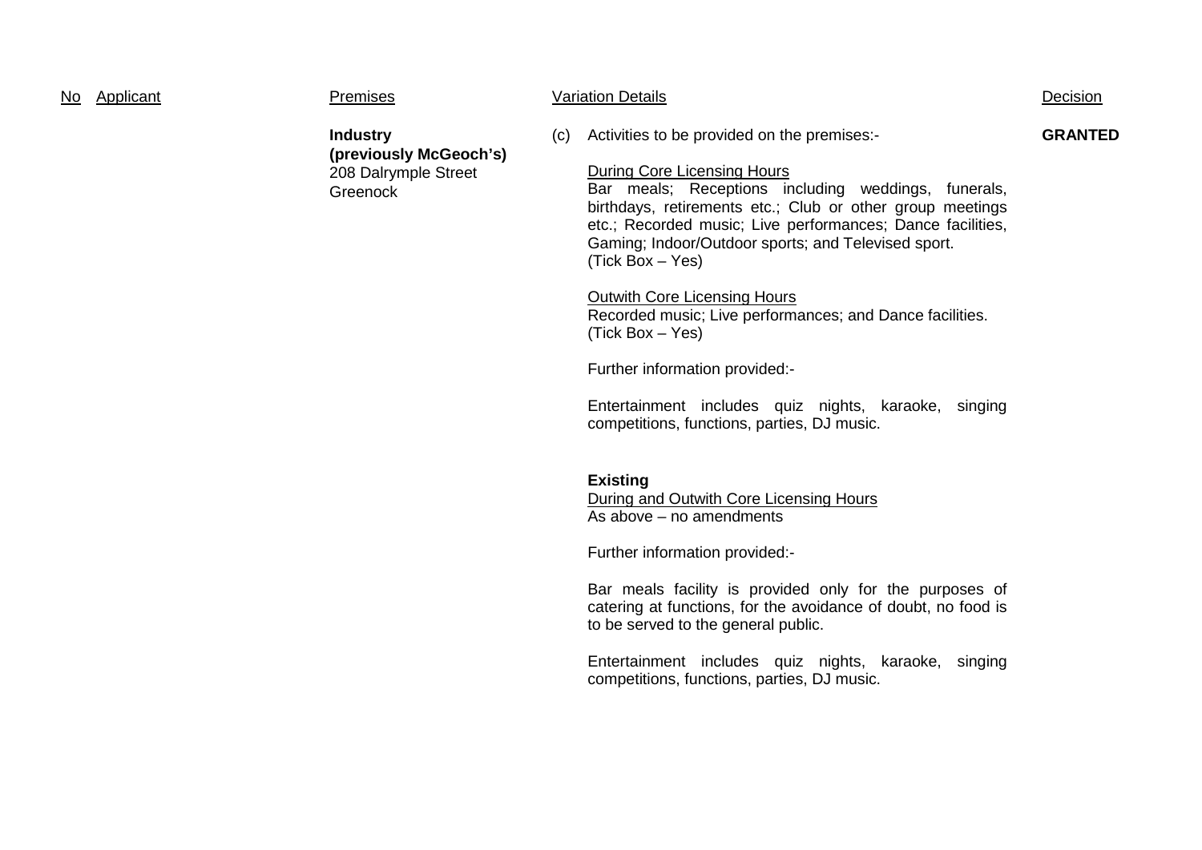| No | Applicant | Premises | Variation Details | Decision |
| --- | --- | --- | --- | --- |
| | | **Industry (previously McGeoch's)**<br>208 Dalrymple Street<br>Greenock | (c) Activities to be provided on the premises:-<br><br>During Core Licensing Hours<br>Bar meals; Receptions including weddings, funerals, birthdays, retirements etc.; Club or other group meetings etc.; Recorded music; Live performances; Dance facilities, Gaming; Indoor/Outdoor sports; and Televised sport.<br>(Tick Box – Yes)<br><br>Outwith Core Licensing Hours<br>Recorded music; Live performances; and Dance facilities.<br>(Tick Box – Yes)<br><br>Further information provided:-<br><br>Entertainment includes quiz nights, karaoke, singing competitions, functions, parties, DJ music.<br><br>**Existing**<br>During and Outwith Core Licensing Hours<br>As above – no amendments<br><br>Further information provided:-<br><br>Bar meals facility is provided only for the purposes of catering at functions, for the avoidance of doubt, no food is to be served to the general public.<br><br>Entertainment includes quiz nights, karaoke, singing competitions, functions, parties, DJ music. | **GRANTED** |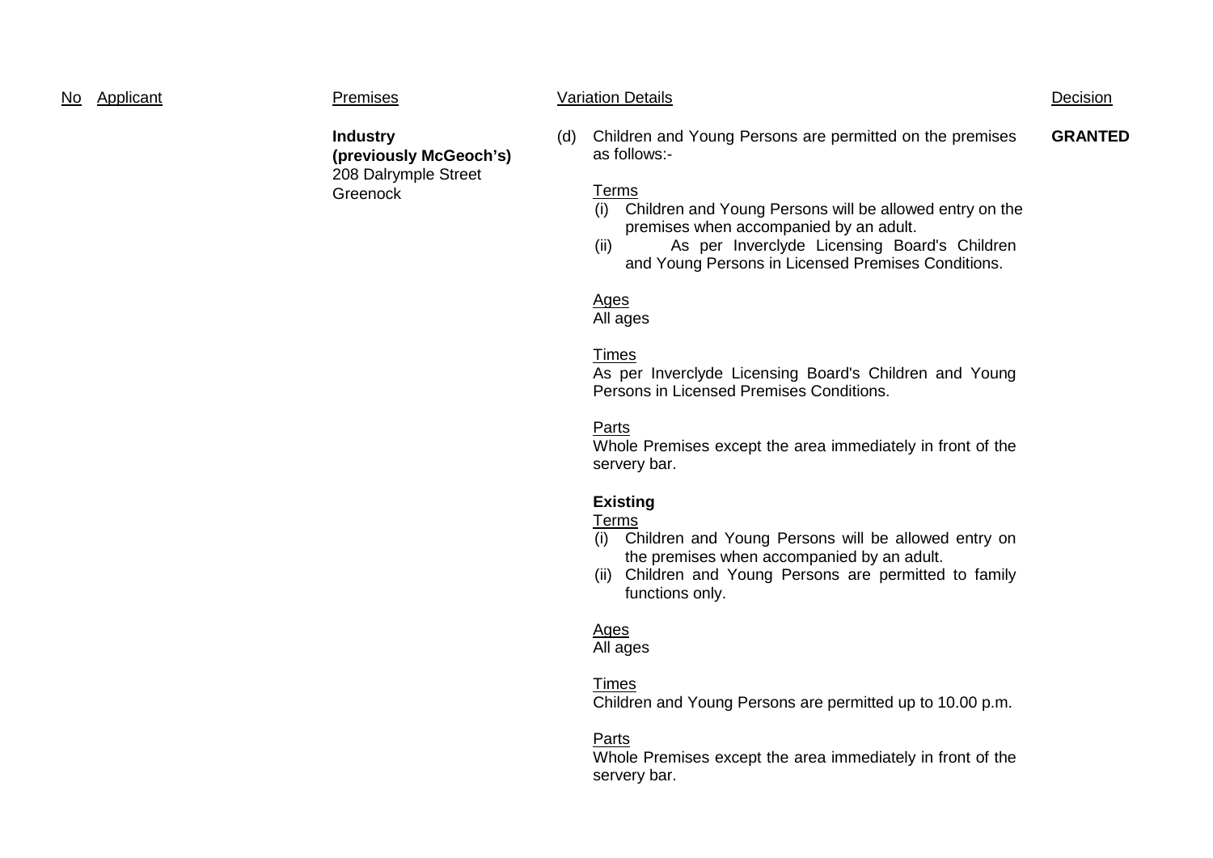| No | Applicant | Premises | Variation Details | Decision |
|---|---|---|---|---|
| | | **Industry (previously McGeoch's)**<br>208 Dalrymple Street<br>Greenock | (d) Children and Young Persons are permitted on the premises as follows:-<br><br>Terms<br>(i) Children and Young Persons will be allowed entry on the premises when accompanied by an adult.<br>(ii) As per Inverclyde Licensing Board's Children and Young Persons in Licensed Premises Conditions.<br><br>Ages<br>All ages<br><br>Times<br>As per Inverclyde Licensing Board's Children and Young Persons in Licensed Premises Conditions.<br><br>Parts<br>Whole Premises except the area immediately in front of the servery bar.<br><br>**Existing**<br>Terms<br>(i) Children and Young Persons will be allowed entry on the premises when accompanied by an adult.<br>(ii) Children and Young Persons are permitted to family functions only.<br><br>Ages<br>All ages<br><br>Times<br>Children and Young Persons are permitted up to 10.00 p.m.<br><br>Parts<br>Whole Premises except the area immediately in front of the servery bar. | **GRANTED** |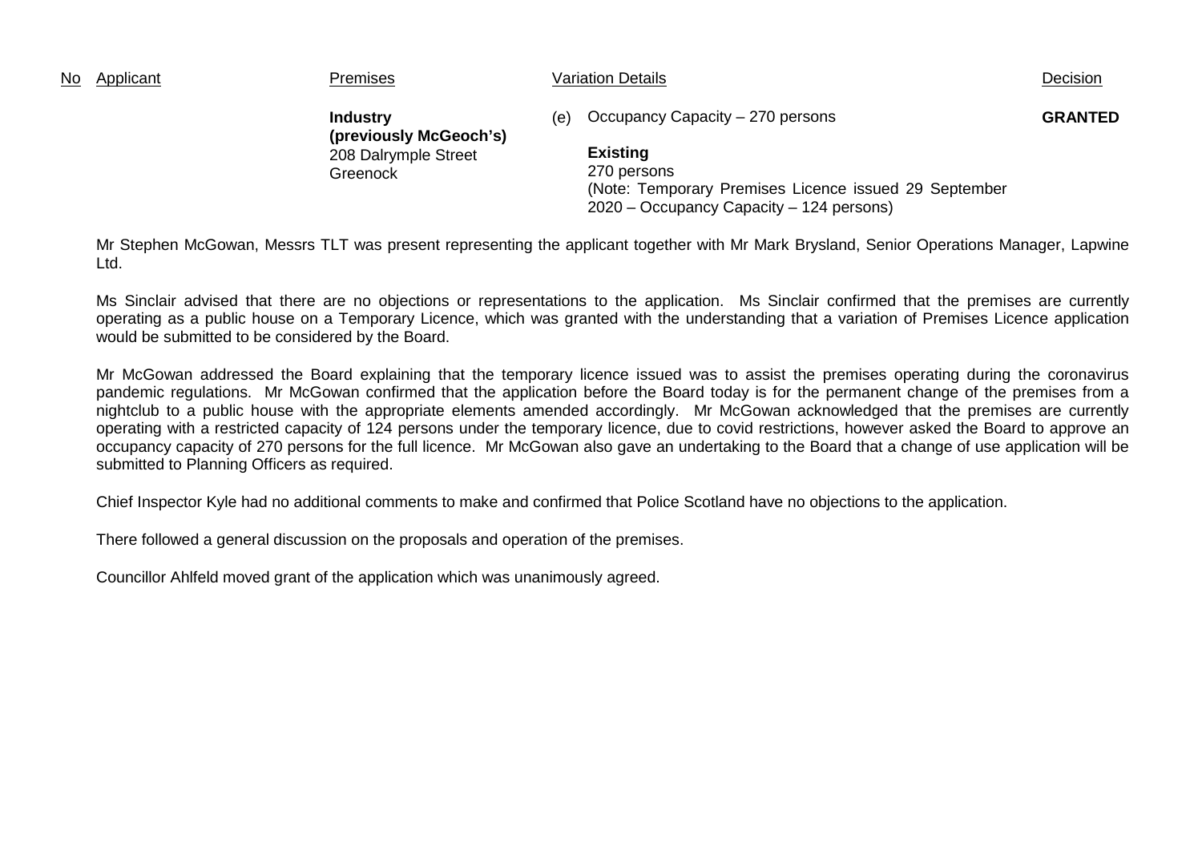| No | Applicant | Premises | Variation Details | Decision |
|---|---|---|---|---|
| | | **Industry (previously McGeoch's)**<br>208 Dalrymple Street<br>Greenock | (e) Occupancy Capacity – 270 persons<br><br>**Existing**<br>270 persons<br>(Note: Temporary Premises Licence issued 29 September 2020 – Occupancy Capacity – 124 persons) | **GRANTED** |

Mr Stephen McGowan, Messrs TLT was present representing the applicant together with Mr Mark Brysland, Senior Operations Manager, Lapwine Ltd.

Ms Sinclair advised that there are no objections or representations to the application. Ms Sinclair confirmed that the premises are currently operating as a public house on a Temporary Licence, which was granted with the understanding that a variation of Premises Licence application would be submitted to be considered by the Board.

Mr McGowan addressed the Board explaining that the temporary licence issued was to assist the premises operating during the coronavirus pandemic regulations. Mr McGowan confirmed that the application before the Board today is for the permanent change of the premises from a nightclub to a public house with the appropriate elements amended accordingly. Mr McGowan acknowledged that the premises are currently operating with a restricted capacity of 124 persons under the temporary licence, due to covid restrictions, however asked the Board to approve an occupancy capacity of 270 persons for the full licence. Mr McGowan also gave an undertaking to the Board that a change of use application will be submitted to Planning Officers as required.

Chief Inspector Kyle had no additional comments to make and confirmed that Police Scotland have no objections to the application.

There followed a general discussion on the proposals and operation of the premises.

Councillor Ahlfeld moved grant of the application which was unanimously agreed.